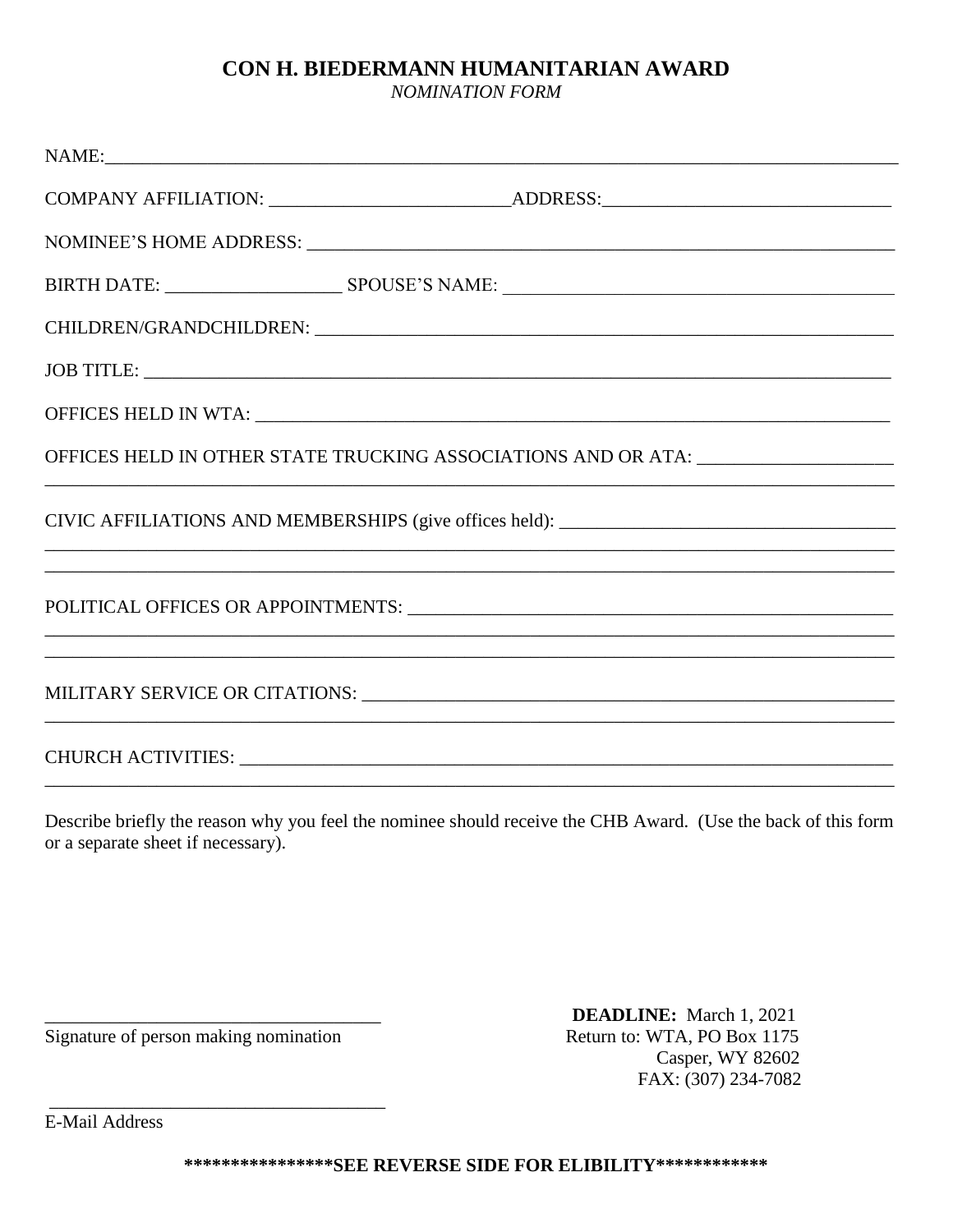# CON H. BIEDERMANN HUMANITARIAN AWARD

*NOMINATION FORM*

NAME:_______________________________________________________________________________

COMPANY AFFILIATION: __________________________ADDRESS:______________________________

NOMINEE'S HOME ADDRESS: _______________________________________________________________

BIRTH DATE: __________________ SPOUSE'S NAME: ________________________________________

CHILDREN/GRANDCHILDREN: _______________________________________________________________

JOB TITLE: ______________________________________________________________________________

OFFICES HELD IN WTA: ___________________________________________________________________

OFFICES HELD IN OTHER STATE TRUCKING ASSOCIATIONS AND OR ATA: ____________________
_________________________________________________________________________________________

CIVIC AFFILIATIONS AND MEMBERSHIPS (give offices held): ___________________________________
_________________________________________________________________________________________
_________________________________________________________________________________________

POLITICAL OFFICES OR APPOINTMENTS: ______________________________________________________
_________________________________________________________________________________________
_________________________________________________________________________________________

MILITARY SERVICE OR CITATIONS: __________________________________________________________
_________________________________________________________________________________________

CHURCH ACTIVITIES: ______________________________________________________________________
_________________________________________________________________________________________

Describe briefly the reason why you feel the nominee should receive the CHB Award. (Use the back of this form or a separate sheet if necessary).

___________________________________
Signature of person making nomination

___________________________________
E-Mail Address

**DEADLINE:** March 1, 2021
Return to: WTA, PO Box 1175
Casper, WY 82602
FAX: (307) 234-7082

**\*\*\*\*\*\*\*\*\*\*\*\*\*\*\*SEE REVERSE SIDE FOR ELIBILITY\*\*\*\*\*\*\*\*\*\*\*\***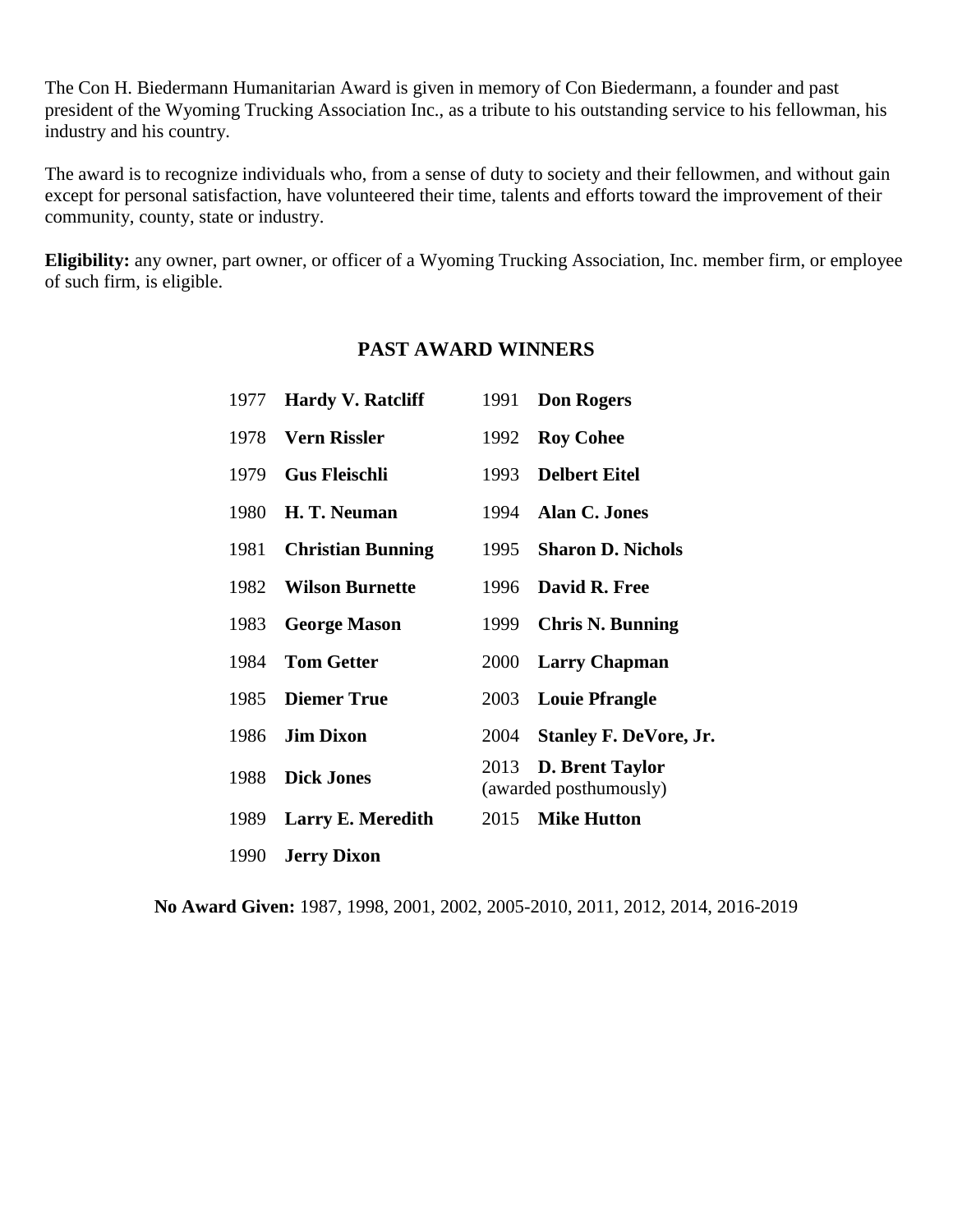The Con H. Biedermann Humanitarian Award is given in memory of Con Biedermann, a founder and past president of the Wyoming Trucking Association Inc., as a tribute to his outstanding service to his fellowman, his industry and his country.

The award is to recognize individuals who, from a sense of duty to society and their fellowmen, and without gain except for personal satisfaction, have volunteered their time, talents and efforts toward the improvement of their community, county, state or industry.

**Eligibility:** any owner, part owner, or officer of a Wyoming Trucking Association, Inc. member firm, or employee of such firm, is eligible.

## PAST AWARD WINNERS

| | | | |
|---|---|---|---|
| 1977 | **Hardy V. Ratcliff** | 1991 | **Don Rogers** |
| 1978 | **Vern Rissler** | 1992 | **Roy Cohee** |
| 1979 | **Gus Fleischli** | 1993 | **Delbert Eitel** |
| 1980 | **H. T. Neuman** | 1994 | **Alan C. Jones** |
| 1981 | **Christian Bunning** | 1995 | **Sharon D. Nichols** |
| 1982 | **Wilson Burnette** | 1996 | **David R. Free** |
| 1983 | **George Mason** | 1999 | **Chris N. Bunning** |
| 1984 | **Tom Getter** | 2000 | **Larry Chapman** |
| 1985 | **Diemer True** | 2003 | **Louie Pfrangle** |
| 1986 | **Jim Dixon** | 2004 | **Stanley F. DeVore, Jr.** |
| 1988 | **Dick Jones** | 2013 | **D. Brent Taylor** (awarded posthumously) |
| 1989 | **Larry E. Meredith** | 2015 | **Mike Hutton** |
| 1990 | **Jerry Dixon** | | |

**No Award Given:** 1987, 1998, 2001, 2002, 2005-2010, 2011, 2012, 2014, 2016-2019